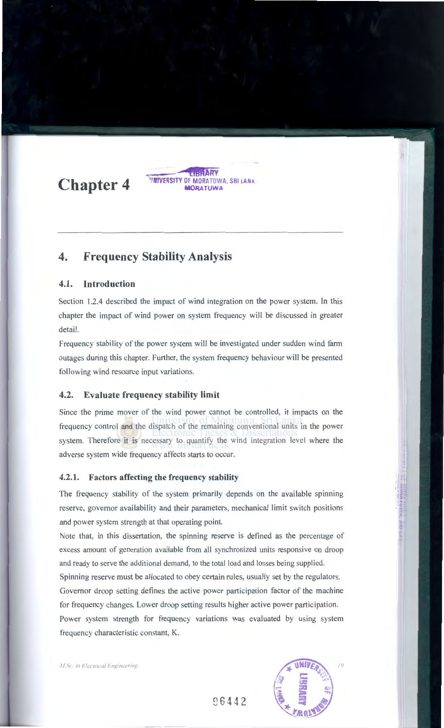# Chapter 4

## 4. Frequency Stability Analysis

### 4.1. Introduction

Section 1.2.4 described the impact of wind integration on the power system. In this chapter the impact of wind power on system frequency will be discussed in greater detail.

Frequency stability of the power system will be investigated under sudden wind farm outages during this chapter. Further, the system frequency behaviour will be presented following wind resource input variations.

### 4.2. Evaluate frequency stability limit

Since the prime mover of the wind power cannot be controlled, it impacts on the frequency control and the dispatch of the remaining conventional units in the power system. Therefore it is necessary to quantify the wind integration level where the adverse system wide frequency affects starts to occur.

#### 4.2.1. Factors affecting the frequency stability

The frequency stability of the system primarily depends on the available spinning reserve, governor availability and their parameters, mechanical limit switch positions and power system strength at that operating point.

Note that, in this dissertation, the spinning reserve is defined as the percentage of excess amount of generation available from all synchronized units responsive on droop and ready to serve the additional demand, to the total load and losses being supplied.

Spinning reserve must be allocated to obey certain rules, usually set by the regulators.

Governor droop setting defines the active power participation factor of the machine for frequency changes. Lower droop setting results higher active power participation.

Power system strength for frequency variations was evaluated by using system frequency characteristic constant, K.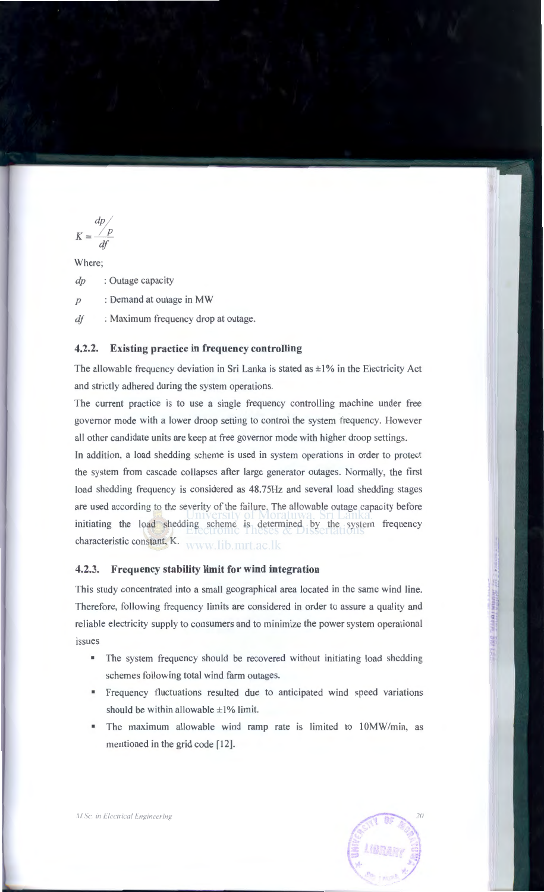$$K = \frac{dp/p}{df}$$

Where;

$dp$ : Outage capacity

$p$ : Demand at outage in MW

$df$ : Maximum frequency drop at outage.

### 4.2.2. Existing practice in frequency controlling

The allowable frequency deviation in Sri Lanka is stated as ±1% in the Electricity Act and strictly adhered during the system operations.

The current practice is to use a single frequency controlling machine under free governor mode with a lower droop setting to control the system frequency. However all other candidate units are keep at free governor mode with higher droop settings.

In addition, a load shedding scheme is used in system operations in order to protect the system from cascade collapses after large generator outages. Normally, the first load shedding frequency is considered as 48.75Hz and several load shedding stages are used according to the severity of the failure. The allowable outage capacity before initiating the load shedding scheme is determined by the system frequency characteristic constant, K.

### 4.2.3. Frequency stability limit for wind integration

This study concentrated into a small geographical area located in the same wind line. Therefore, following frequency limits are considered in order to assure a quality and reliable electricity supply to consumers and to minimize the power system operational issues

- The system frequency should be recovered without initiating load shedding schemes following total wind farm outages.
- Frequency fluctuations resulted due to anticipated wind speed variations should be within allowable ±1% limit.
- The maximum allowable wind ramp rate is limited to 10MW/min, as mentioned in the grid code [12].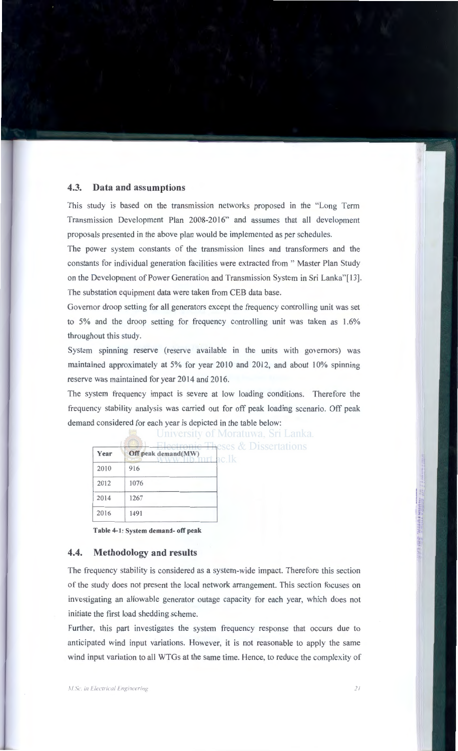## 4.3. Data and assumptions

This study is based on the transmission networks proposed in the "Long Term Transmission Development Plan 2008-2016" and assumes that all development proposals presented in the above plan would be implemented as per schedules.

The power system constants of the transmission lines and transformers and the constants for individual generation facilities were extracted from " Master Plan Study on the Development of Power Generation and Transmission System in Sri Lanka"[13]. The substation equipment data were taken from CEB data base.

Governor droop setting for all generators except the frequency controlling unit was set to 5% and the droop setting for frequency controlling unit was taken as 1.6% throughout this study.

System spinning reserve (reserve available in the units with governors) was maintained approximately at 5% for year 2010 and 2012, and about 10% spinning reserve was maintained for year 2014 and 2016.

The system frequency impact is severe at low loading conditions. Therefore the frequency stability analysis was carried out for off peak loading scenario. Off peak demand considered for each year is depicted in the table below:

| Year | Off peak demand(MW) |
|---|---|
| 2010 | 916 |
| 2012 | 1076 |
| 2014 | 1267 |
| 2016 | 1491 |

**Table 4-1: System demand- off peak**

## 4.4. Methodology and results

The frequency stability is considered as a system-wide impact. Therefore this section of the study does not present the local network arrangement. This section focuses on investigating an allowable generator outage capacity for each year, which does not initiate the first load shedding scheme.

Further, this part investigates the system frequency response that occurs due to anticipated wind input variations. However, it is not reasonable to apply the same wind input variation to all WTGs at the same time. Hence, to reduce the complexity of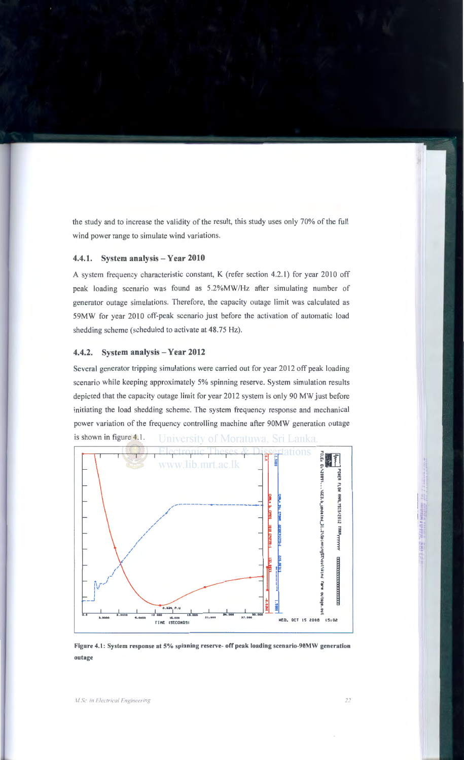the study and to increase the validity of the result, this study uses only 70% of the full wind power range to simulate wind variations.

### 4.4.1. System analysis – Year 2010

A system frequency characteristic constant, K (refer section 4.2.1) for year 2010 off peak loading scenario was found as 5.2%MW/Hz after simulating number of generator outage simulations. Therefore, the capacity outage limit was calculated as 59MW for year 2010 off-peak scenario just before the activation of automatic load shedding scheme (scheduled to activate at 48.75 Hz).

### 4.4.2. System analysis – Year 2012

Several generator tripping simulations were carried out for year 2012 off peak loading scenario while keeping approximately 5% spinning reserve. System simulation results depicted that the capacity outage limit for year 2012 system is only 90 MW just before initiating the load shedding scheme. The system frequency response and mechanical power variation of the frequency controlling machine after 90MW generation outage is shown in figure 4.1.

**Figure 4.1: System response at 5% spinning reserve- off peak loading scenario-90MW generation outage**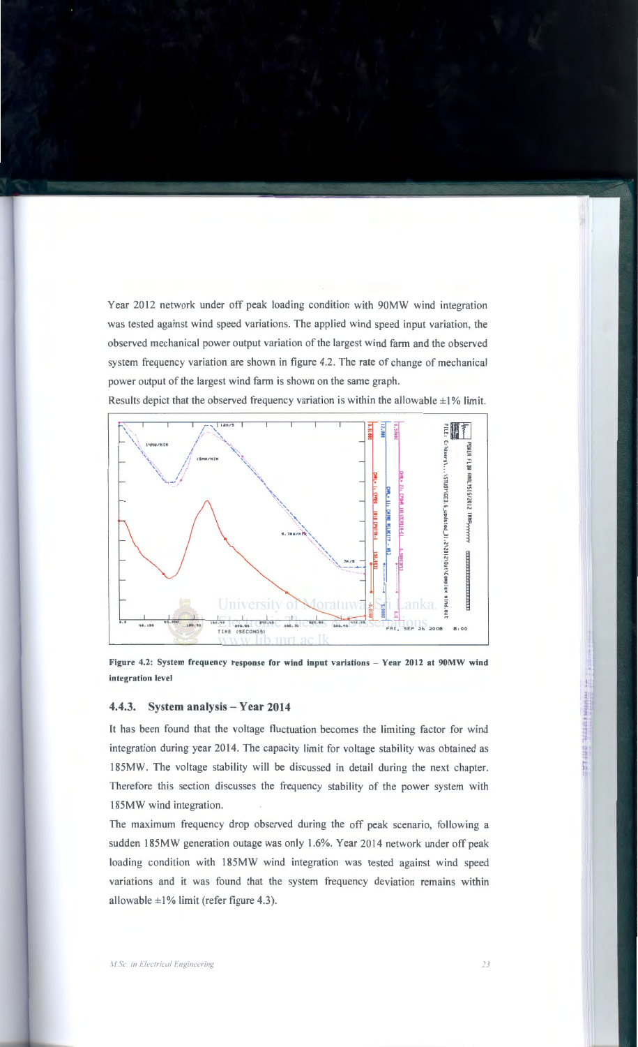Year 2012 network under off peak loading condition with 90MW wind integration was tested against wind speed variations. The applied wind speed input variation, the observed mechanical power output variation of the largest wind farm and the observed system frequency variation are shown in figure 4.2. The rate of change of mechanical power output of the largest wind farm is shown on the same graph.

Results depict that the observed frequency variation is within the allowable ±1% limit.

**Figure 4.2: System frequency response for wind input variations – Year 2012 at 90MW wind integration level**

### 4.4.3. System analysis – Year 2014

It has been found that the voltage fluctuation becomes the limiting factor for wind integration during year 2014. The capacity limit for voltage stability was obtained as 185MW. The voltage stability will be discussed in detail during the next chapter. Therefore this section discusses the frequency stability of the power system with 185MW wind integration.

The maximum frequency drop observed during the off peak scenario, following a sudden 185MW generation outage was only 1.6%. Year 2014 network under off peak loading condition with 185MW wind integration was tested against wind speed variations and it was found that the system frequency deviation remains within allowable ±1% limit (refer figure 4.3).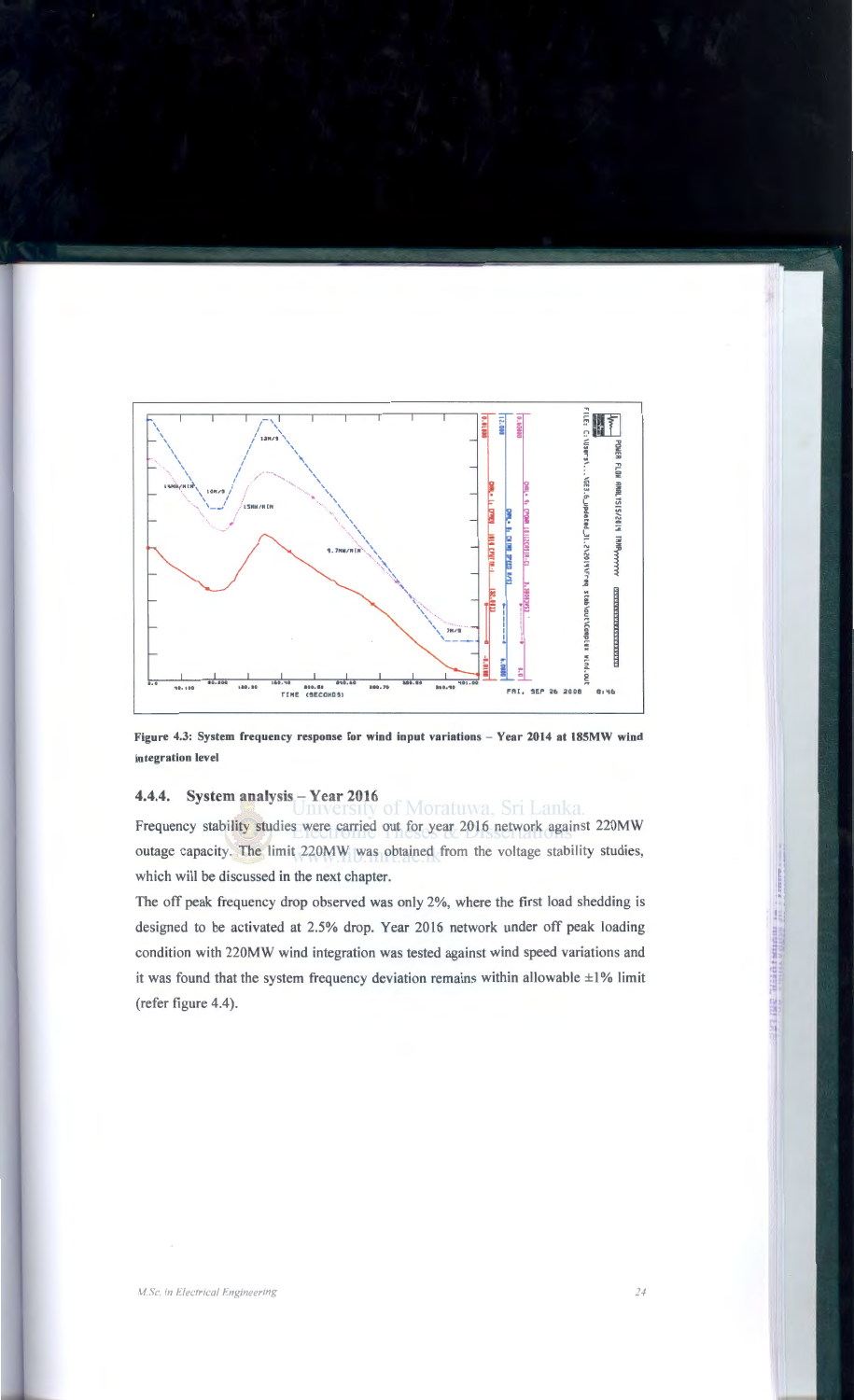Figure 4.3: System frequency response for wind input variations – Year 2014 at 185MW wind integration level

#### 4.4.4. System analysis – Year 2016

Frequency stability studies were carried out for year 2016 network against 220MW outage capacity. The limit 220MW was obtained from the voltage stability studies, which will be discussed in the next chapter.

The off peak frequency drop observed was only 2%, where the first load shedding is designed to be activated at 2.5% drop. Year 2016 network under off peak loading condition with 220MW wind integration was tested against wind speed variations and it was found that the system frequency deviation remains within allowable ±1% limit (refer figure 4.4).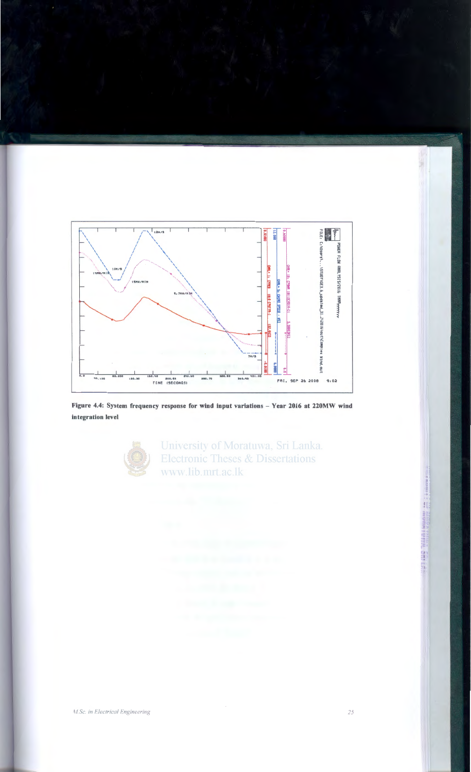POWER FLOW ANALYSIS/2016 1000

FILE: C:\Users\...\STUDY\GE3.6_updated_3\_2\2016\out\Complex Wind.out

12M/S

11M/S

19MW/MIN

15MW/MIN

9.7MW/MIN

7M/S

TIME (SECONDS)

FRI, SEP 26 2008 9:02

**Figure 4.4: System frequency response for wind input variations – Year 2016 at 220MW wind integration level**

University of Moratuwa, Sri Lanka.
Electronic Theses & Dissertations
www.lib.mrt.ac.lk

*M.Sc. in Electrical Engineering*